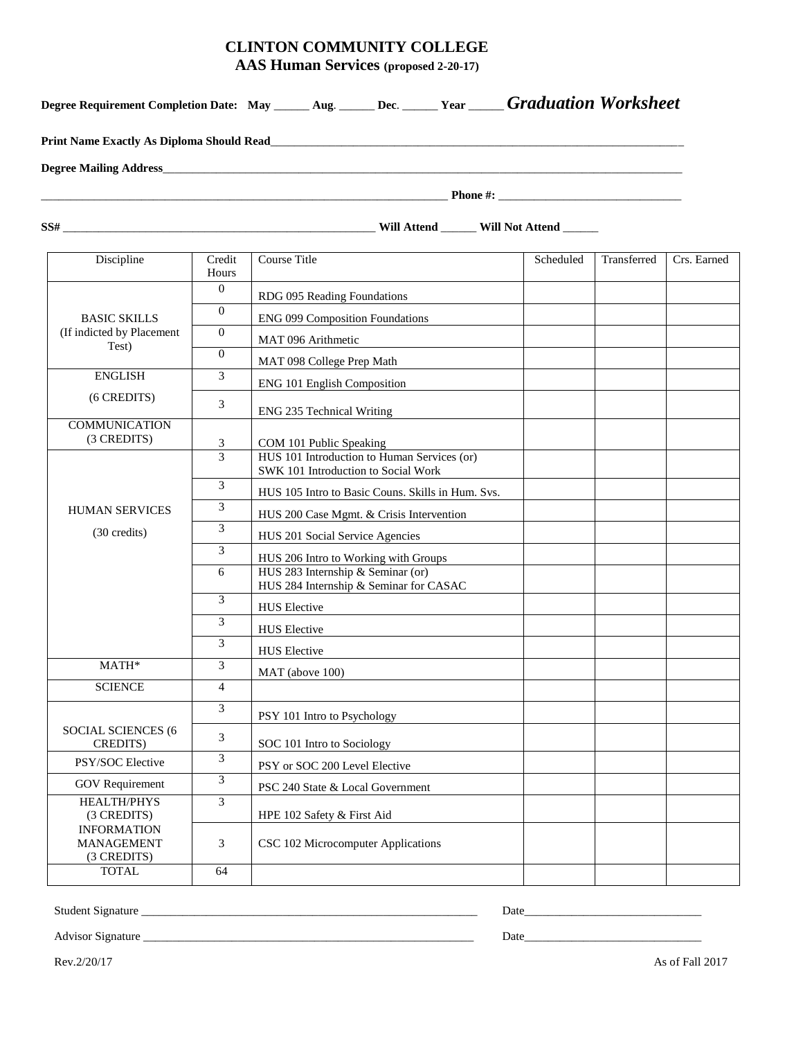# CLINTON COMMUNITY COLLEGE

## AAS Human Services (proposed 2-20-17)

**Degree Requirement Completion Date: May ______ Aug. ______ Dec. ______ Year ______** ***Graduation Worksheet***

**Print Name Exactly As Diploma Should Read**_______________________________________________

**Degree Mailing Address**_______________________________________________

_______________________________________________ **Phone #:** ______________________________

**SS#** ______________________________________ **Will Attend** ______ **Will Not Attend** ______

| Discipline | Credit Hours | Course Title | Scheduled | Transferred | Crs. Earned |
|---|---|---|---|---|---|
| BASIC SKILLS (If indicted by Placement Test) | 0 | RDG 095 Reading Foundations | | | |
| | 0 | ENG 099 Composition Foundations | | | |
| | 0 | MAT 096 Arithmetic | | | |
| | 0 | MAT 098 College Prep Math | | | |
| ENGLISH (6 CREDITS) | 3 | ENG 101 English Composition | | | |
| | 3 | ENG 235 Technical Writing | | | |
| COMMUNICATION (3 CREDITS) | 3 | COM 101 Public Speaking | | | |
| HUMAN SERVICES (30 credits) | 3 | HUS 101 Introduction to Human Services (or) SWK 101 Introduction to Social Work | | | |
| | 3 | HUS 105 Intro to Basic Couns. Skills in Hum. Svs. | | | |
| | 3 | HUS 200 Case Mgmt. & Crisis Intervention | | | |
| | 3 | HUS 201 Social Service Agencies | | | |
| | 3 | HUS 206 Intro to Working with Groups | | | |
| | 6 | HUS 283 Internship & Seminar (or) HUS 284 Internship & Seminar for CASAC | | | |
| | 3 | HUS Elective | | | |
| | 3 | HUS Elective | | | |
| | 3 | HUS Elective | | | |
| MATH* | 3 | MAT (above 100) | | | |
| SCIENCE | 4 | | | | |
| SOCIAL SCIENCES (6 CREDITS) | 3 | PSY 101 Intro to Psychology | | | |
| | 3 | SOC 101 Intro to Sociology | | | |
| PSY/SOC Elective | 3 | PSY or SOC 200 Level Elective | | | |
| GOV Requirement | 3 | PSC 240 State & Local Government | | | |
| HEALTH/PHYS (3 CREDITS) | 3 | HPE 102 Safety & First Aid | | | |
| INFORMATION MANAGEMENT (3 CREDITS) | 3 | CSC 102 Microcomputer Applications | | | |
| TOTAL | 64 | | | | |

Student Signature ____________________________________________ Date______________________

Advisor Signature ____________________________________________ Date______________________

Rev.2/20/17 As of Fall 2017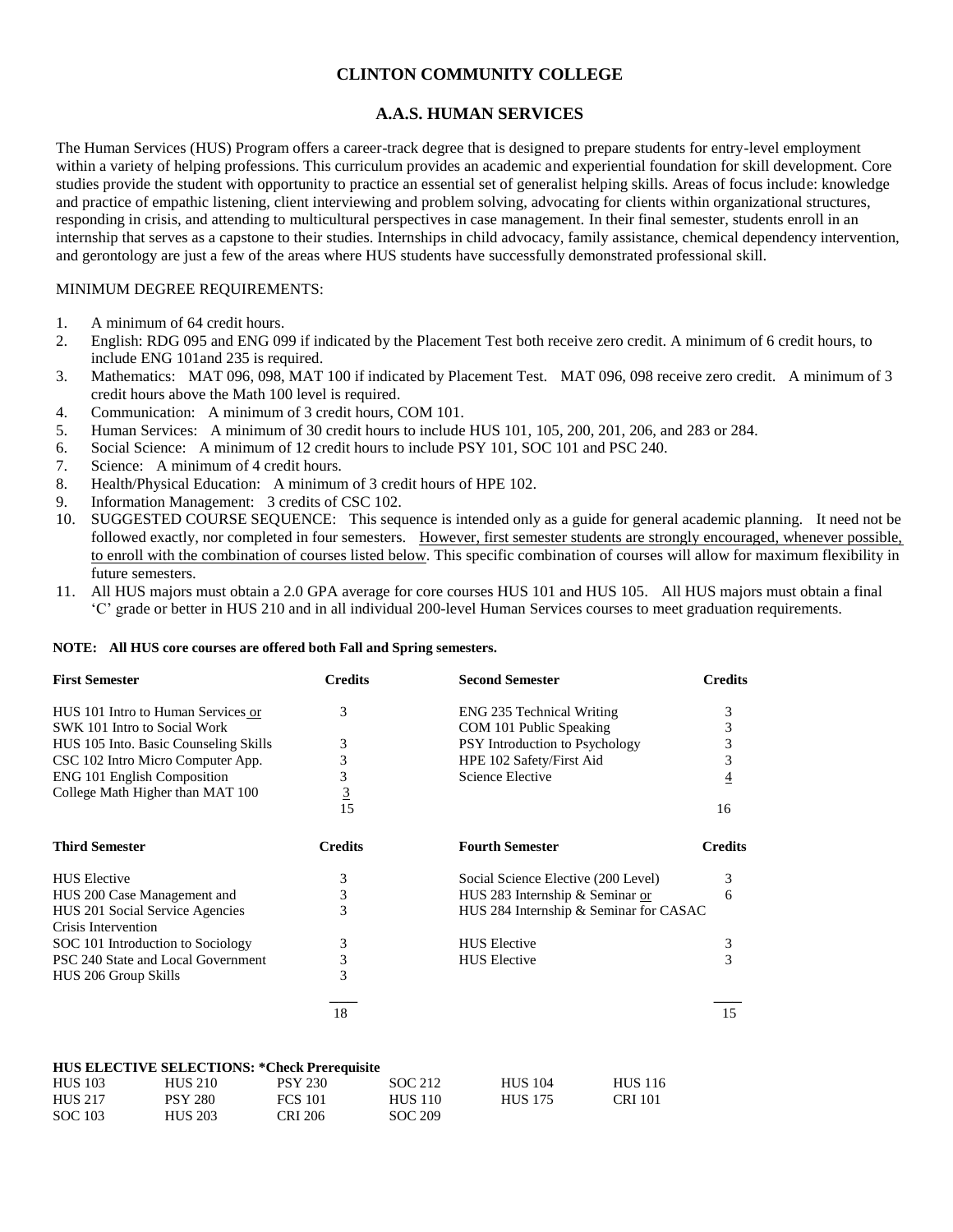# CLINTON COMMUNITY COLLEGE

## A.A.S. HUMAN SERVICES

The Human Services (HUS) Program offers a career-track degree that is designed to prepare students for entry-level employment within a variety of helping professions. This curriculum provides an academic and experiential foundation for skill development. Core studies provide the student with opportunity to practice an essential set of generalist helping skills. Areas of focus include: knowledge and practice of empathic listening, client interviewing and problem solving, advocating for clients within organizational structures, responding in crisis, and attending to multicultural perspectives in case management. In their final semester, students enroll in an internship that serves as a capstone to their studies. Internships in child advocacy, family assistance, chemical dependency intervention, and gerontology are just a few of the areas where HUS students have successfully demonstrated professional skill.

MINIMUM DEGREE REQUIREMENTS:

1. A minimum of 64 credit hours.
2. English: RDG 095 and ENG 099 if indicated by the Placement Test both receive zero credit. A minimum of 6 credit hours, to include ENG 101and 235 is required.
3. Mathematics: MAT 096, 098, MAT 100 if indicated by Placement Test. MAT 096, 098 receive zero credit. A minimum of 3 credit hours above the Math 100 level is required.
4. Communication: A minimum of 3 credit hours, COM 101.
5. Human Services: A minimum of 30 credit hours to include HUS 101, 105, 200, 201, 206, and 283 or 284.
6. Social Science: A minimum of 12 credit hours to include PSY 101, SOC 101 and PSC 240.
7. Science: A minimum of 4 credit hours.
8. Health/Physical Education: A minimum of 3 credit hours of HPE 102.
9. Information Management: 3 credits of CSC 102.
10. SUGGESTED COURSE SEQUENCE: This sequence is intended only as a guide for general academic planning. It need not be followed exactly, nor completed in four semesters. However, first semester students are strongly encouraged, whenever possible, to enroll with the combination of courses listed below. This specific combination of courses will allow for maximum flexibility in future semesters.
11. All HUS majors must obtain a 2.0 GPA average for core courses HUS 101 and HUS 105. All HUS majors must obtain a final 'C' grade or better in HUS 210 and in all individual 200-level Human Services courses to meet graduation requirements.

**NOTE: All HUS core courses are offered both Fall and Spring semesters.**

| First Semester | Credits | Second Semester | Credits |
|---|---|---|---|
| HUS 101 Intro to Human Services or SWK 101 Intro to Social Work | 3 | ENG 235 Technical Writing | 3 |
| HUS 105 Into. Basic Counseling Skills | 3 | COM 101 Public Speaking | 3 |
| CSC 102 Intro Micro Computer App. | 3 | PSY Introduction to Psychology | 3 |
| ENG 101 English Composition | 3 | HPE 102 Safety/First Aid | 3 |
| College Math Higher than MAT 100 | 3 | Science Elective | 4 |
| | 15 | | 16 |

| Third Semester | Credits | Fourth Semester | Credits |
|---|---|---|---|
| HUS Elective | 3 | Social Science Elective (200 Level) | 3 |
| HUS 200 Case Management and | 3 | HUS 283 Internship & Seminar or HUS 284 Internship & Seminar for CASAC | 6 |
| HUS 201 Social Service Agencies Crisis Intervention | 3 | | |
| SOC 101 Introduction to Sociology | 3 | HUS Elective | 3 |
| PSC 240 State and Local Government | 3 | HUS Elective | 3 |
| HUS 206 Group Skills | 3 | | |
| | 18 | | 15 |

**HUS ELECTIVE SELECTIONS: *Check Prerequisite**

| | | | | | |
|---|---|---|---|---|---|
| HUS 103 | HUS 210 | PSY 230 | SOC 212 | HUS 104 | HUS 116 |
| HUS 217 | PSY 280 | FCS 101 | HUS 110 | HUS 175 | CRI 101 |
| SOC 103 | HUS 203 | CRI 206 | SOC 209 | | |